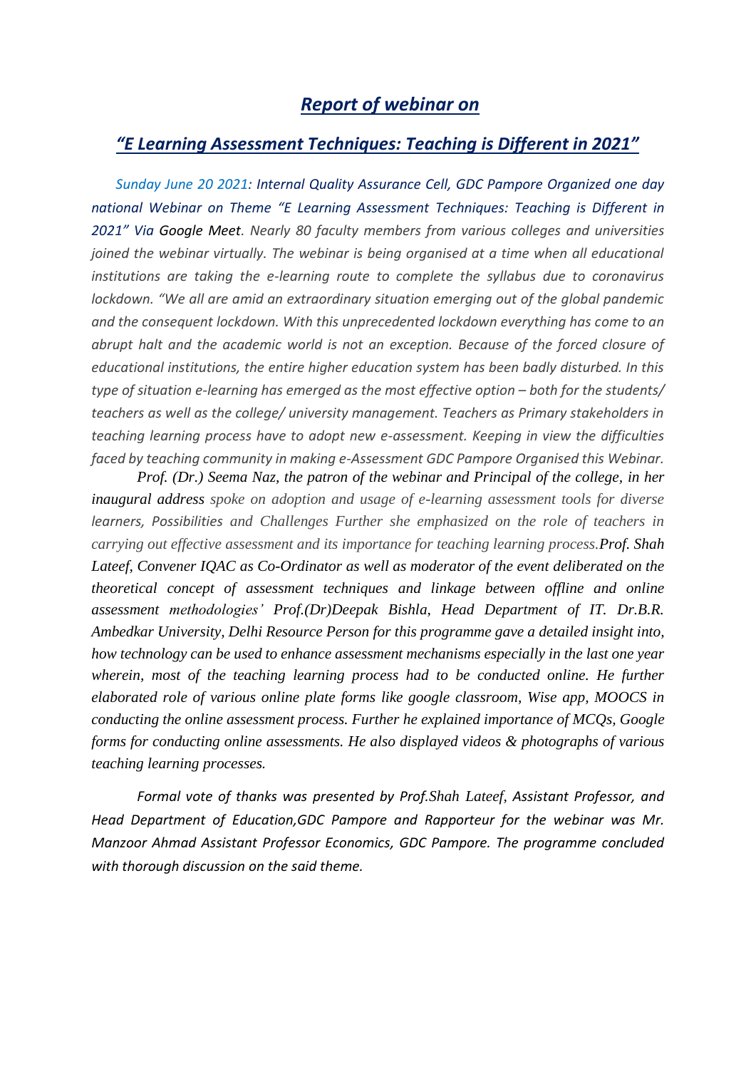## *Report of webinar on*

## *"E Learning Assessment Techniques: Teaching is Different in 2021"*

*Sunday June 20 2021: Internal Quality Assurance Cell, GDC Pampore Organized one day national Webinar on Theme "E Learning Assessment Techniques: Teaching is Different in 2021" Via Google Meet. Nearly 80 faculty members from various colleges and universities joined the webinar virtually. The webinar is being organised at a time when all educational institutions are taking the e-learning route to complete the syllabus due to coronavirus lockdown. "We all are amid an extraordinary situation emerging out of the global pandemic and the consequent lockdown. With this unprecedented lockdown everything has come to an abrupt halt and the academic world is not an exception. Because of the forced closure of educational institutions, the entire higher education system has been badly disturbed. In this type of situation e-learning has emerged as the most effective option – both for the students/ teachers as well as the college/ university management. Teachers as Primary stakeholders in teaching learning process have to adopt new e-assessment. Keeping in view the difficulties faced by teaching community in making e-Assessment GDC Pampore Organised this Webinar.*

*Prof. (Dr.) Seema Naz, the patron of the webinar and Principal of the college, in her inaugural address spoke on adoption and usage of e-learning assessment tools for diverse learners, Possibilities and Challenges Further she emphasized on the role of teachers in carrying out effective assessment and its importance for teaching learning process.Prof. Shah Lateef, Convener IQAC as Co-Ordinator as well as moderator of the event deliberated on the theoretical concept of assessment techniques and linkage between offline and online assessment methodologies' Prof.(Dr)Deepak Bishla, Head Department of IT. Dr.B.R. Ambedkar University, Delhi Resource Person for this programme gave a detailed insight into, how technology can be used to enhance assessment mechanisms especially in the last one year wherein, most of the teaching learning process had to be conducted online. He further elaborated role of various online plate forms like google classroom, Wise app, MOOCS in conducting the online assessment process. Further he explained importance of MCQs, Google forms for conducting online assessments. He also displayed videos & photographs of various teaching learning processes.*

*Formal vote of thanks was presented by Prof.Shah Lateef, Assistant Professor, and Head Department of Education,GDC Pampore and Rapporteur for the webinar was Mr. Manzoor Ahmad Assistant Professor Economics, GDC Pampore. The programme concluded with thorough discussion on the said theme.*